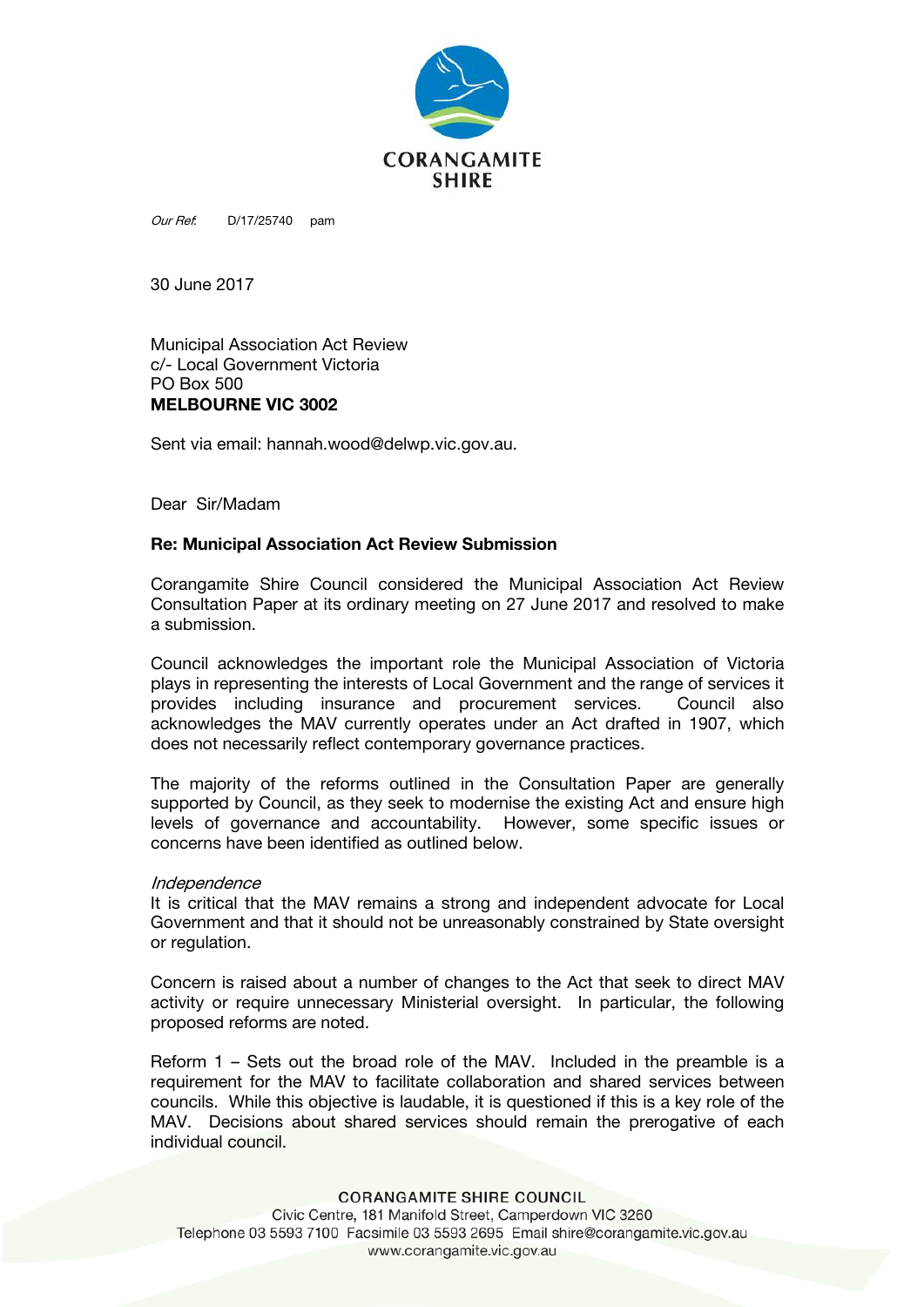CORANGAMITE SHIRE

*Our Ref:* D/17/25740 pam

30 June 2017

Municipal Association Act Review
c/- Local Government Victoria
PO Box 500
**MELBOURNE VIC 3002**

Sent via email: hannah.wood@delwp.vic.gov.au.

Dear Sir/Madam

**Re: Municipal Association Act Review Submission**

Corangamite Shire Council considered the Municipal Association Act Review Consultation Paper at its ordinary meeting on 27 June 2017 and resolved to make a submission.

Council acknowledges the important role the Municipal Association of Victoria plays in representing the interests of Local Government and the range of services it provides including insurance and procurement services. Council also acknowledges the MAV currently operates under an Act drafted in 1907, which does not necessarily reflect contemporary governance practices.

The majority of the reforms outlined in the Consultation Paper are generally supported by Council, as they seek to modernise the existing Act and ensure high levels of governance and accountability. However, some specific issues or concerns have been identified as outlined below.

*Independence*

It is critical that the MAV remains a strong and independent advocate for Local Government and that it should not be unreasonably constrained by State oversight or regulation.

Concern is raised about a number of changes to the Act that seek to direct MAV activity or require unnecessary Ministerial oversight. In particular, the following proposed reforms are noted.

Reform 1 – Sets out the broad role of the MAV. Included in the preamble is a requirement for the MAV to facilitate collaboration and shared services between councils. While this objective is laudable, it is questioned if this is a key role of the MAV. Decisions about shared services should remain the prerogative of each individual council.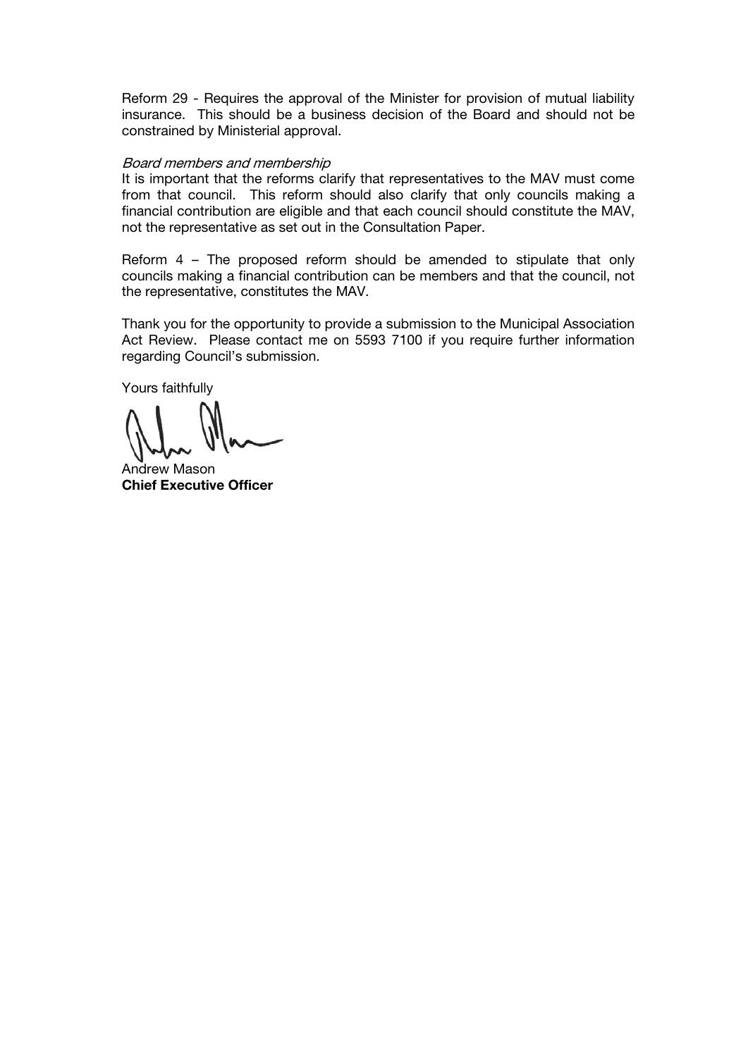Reform 29 - Requires the approval of the Minister for provision of mutual liability insurance. This should be a business decision of the Board and should not be constrained by Ministerial approval.

*Board members and membership*

It is important that the reforms clarify that representatives to the MAV must come from that council. This reform should also clarify that only councils making a financial contribution are eligible and that each council should constitute the MAV, not the representative as set out in the Consultation Paper.

Reform 4 – The proposed reform should be amended to stipulate that only councils making a financial contribution can be members and that the council, not the representative, constitutes the MAV.

Thank you for the opportunity to provide a submission to the Municipal Association Act Review. Please contact me on 5593 7100 if you require further information regarding Council's submission.

Yours faithfully

Andrew Mason
**Chief Executive Officer**